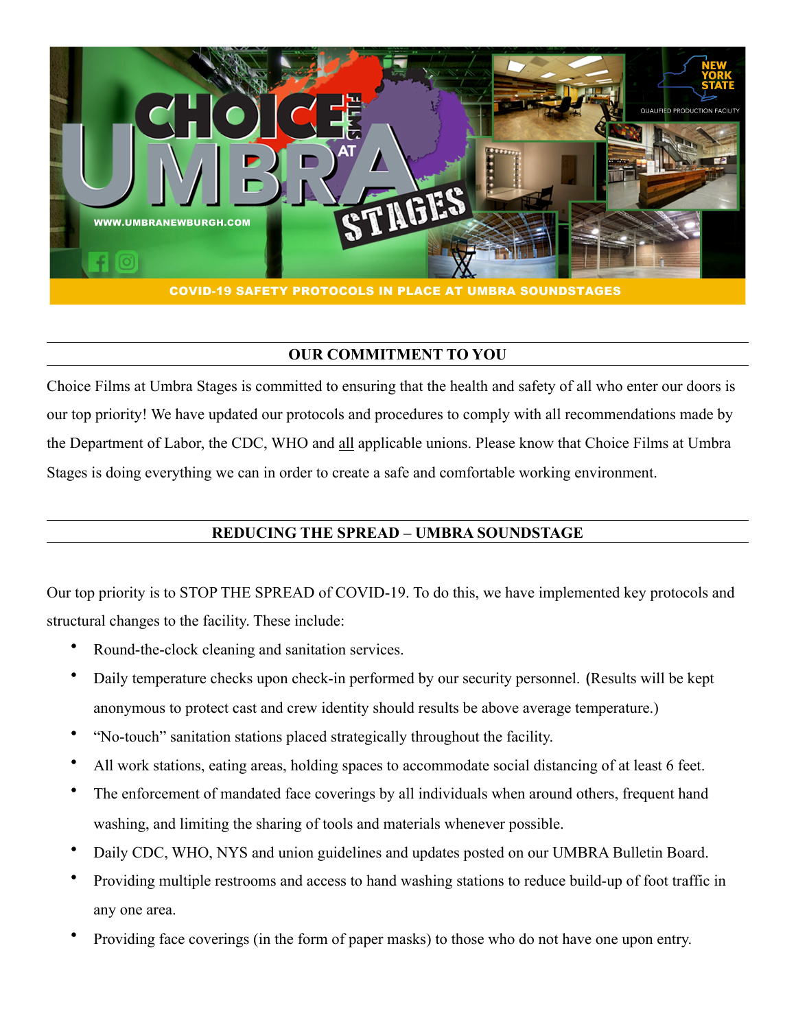CHOICE FILMS AT UMBRA STAGES

WWW.UMBRANEWBURGH.COM

NEW YORK STATE QUALIFIED PRODUCTION FACILITY

COVID-19 SAFETY PROTOCOLS IN PLACE AT UMBRA SOUNDSTAGES

## OUR COMMITMENT TO YOU

Choice Films at Umbra Stages is committed to ensuring that the health and safety of all who enter our doors is our top priority! We have updated our protocols and procedures to comply with all recommendations made by the Department of Labor, the CDC, WHO and all applicable unions. Please know that Choice Films at Umbra Stages is doing everything we can in order to create a safe and comfortable working environment.

## REDUCING THE SPREAD – UMBRA SOUNDSTAGE

Our top priority is to STOP THE SPREAD of COVID-19. To do this, we have implemented key protocols and structural changes to the facility. These include:

- Round-the-clock cleaning and sanitation services.
- Daily temperature checks upon check-in performed by our security personnel. (Results will be kept anonymous to protect cast and crew identity should results be above average temperature.)
- "No-touch" sanitation stations placed strategically throughout the facility.
- All work stations, eating areas, holding spaces to accommodate social distancing of at least 6 feet.
- The enforcement of mandated face coverings by all individuals when around others, frequent hand washing, and limiting the sharing of tools and materials whenever possible.
- Daily CDC, WHO, NYS and union guidelines and updates posted on our UMBRA Bulletin Board.
- Providing multiple restrooms and access to hand washing stations to reduce build-up of foot traffic in any one area.
- Providing face coverings (in the form of paper masks) to those who do not have one upon entry.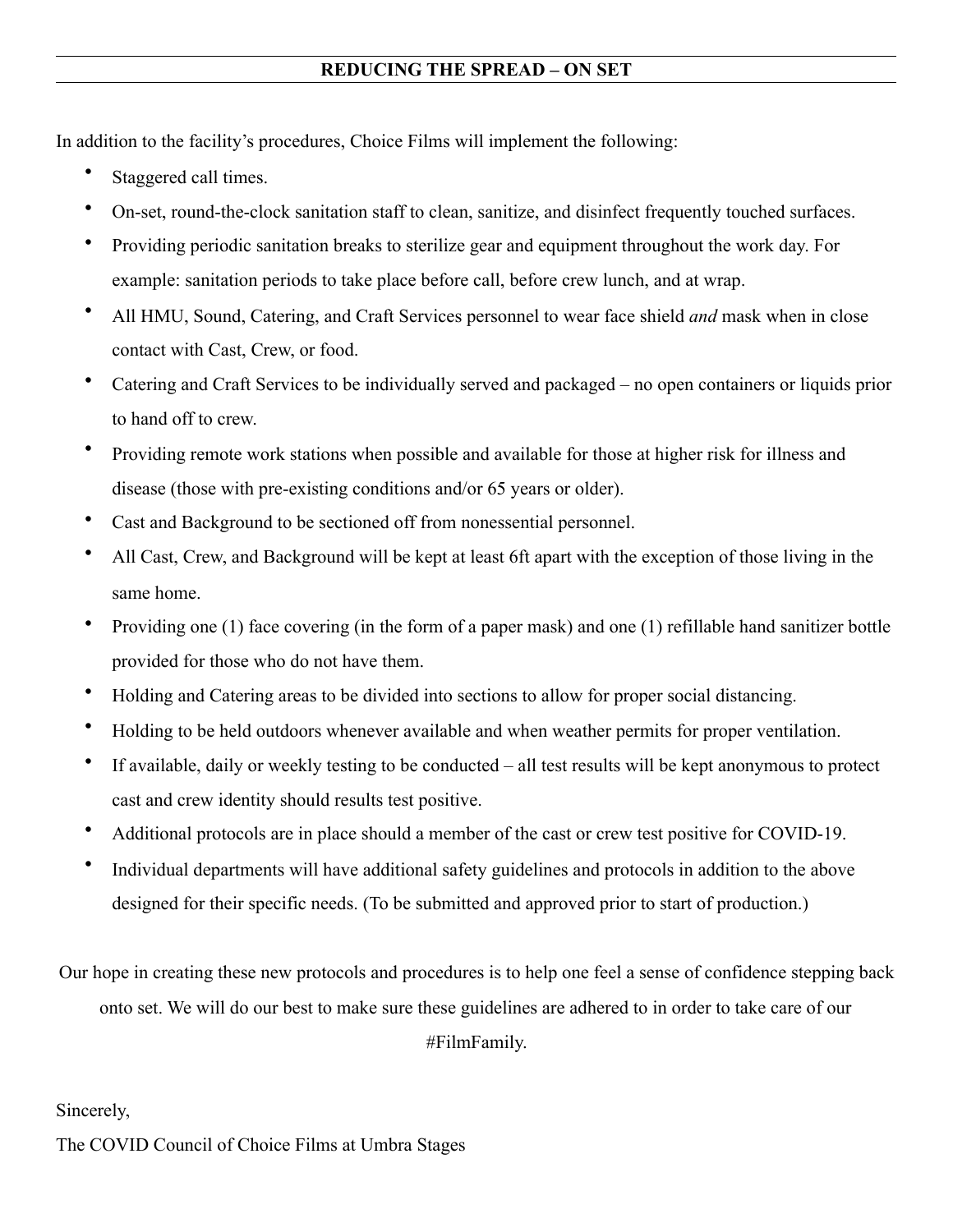## REDUCING THE SPREAD – ON SET

In addition to the facility's procedures, Choice Films will implement the following:

- Staggered call times.
- On-set, round-the-clock sanitation staff to clean, sanitize, and disinfect frequently touched surfaces.
- Providing periodic sanitation breaks to sterilize gear and equipment throughout the work day. For example: sanitation periods to take place before call, before crew lunch, and at wrap.
- All HMU, Sound, Catering, and Craft Services personnel to wear face shield *and* mask when in close contact with Cast, Crew, or food.
- Catering and Craft Services to be individually served and packaged – no open containers or liquids prior to hand off to crew.
- Providing remote work stations when possible and available for those at higher risk for illness and disease (those with pre-existing conditions and/or 65 years or older).
- Cast and Background to be sectioned off from nonessential personnel.
- All Cast, Crew, and Background will be kept at least 6ft apart with the exception of those living in the same home.
- Providing one (1) face covering (in the form of a paper mask) and one (1) refillable hand sanitizer bottle provided for those who do not have them.
- Holding and Catering areas to be divided into sections to allow for proper social distancing.
- Holding to be held outdoors whenever available and when weather permits for proper ventilation.
- If available, daily or weekly testing to be conducted – all test results will be kept anonymous to protect cast and crew identity should results test positive.
- Additional protocols are in place should a member of the cast or crew test positive for COVID-19.
- Individual departments will have additional safety guidelines and protocols in addition to the above designed for their specific needs. (To be submitted and approved prior to start of production.)

Our hope in creating these new protocols and procedures is to help one feel a sense of confidence stepping back onto set. We will do our best to make sure these guidelines are adhered to in order to take care of our #FilmFamily.

Sincerely,

The COVID Council of Choice Films at Umbra Stages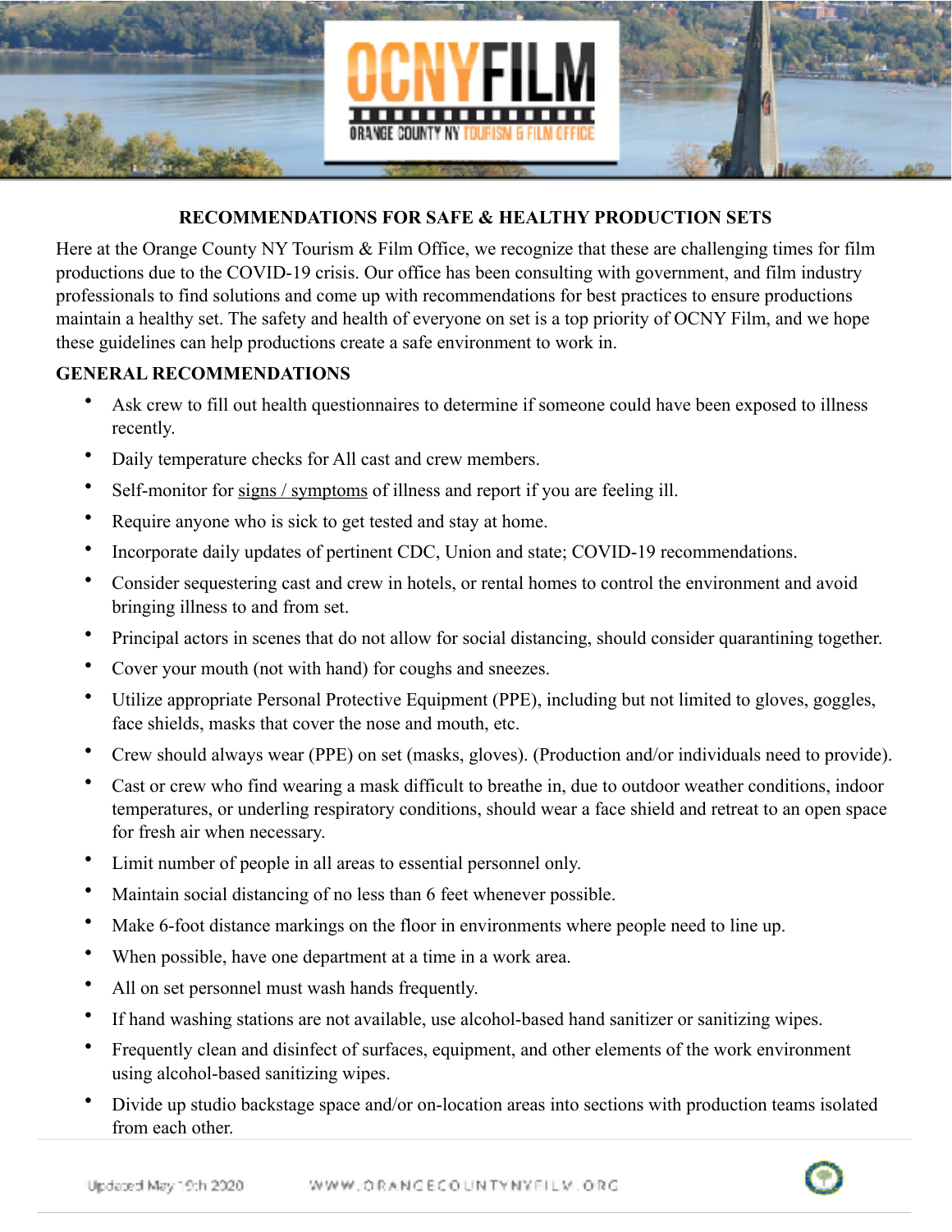## RECOMMENDATIONS FOR SAFE & HEALTHY PRODUCTION SETS

Here at the Orange County NY Tourism & Film Office, we recognize that these are challenging times for film productions due to the COVID-19 crisis. Our office has been consulting with government, and film industry professionals to find solutions and come up with recommendations for best practices to ensure productions maintain a healthy set. The safety and health of everyone on set is a top priority of OCNY Film, and we hope these guidelines can help productions create a safe environment to work in.

### GENERAL RECOMMENDATIONS

- Ask crew to fill out health questionnaires to determine if someone could have been exposed to illness recently.
- Daily temperature checks for All cast and crew members.
- Self-monitor for signs / symptoms of illness and report if you are feeling ill.
- Require anyone who is sick to get tested and stay at home.
- Incorporate daily updates of pertinent CDC, Union and state; COVID-19 recommendations.
- Consider sequestering cast and crew in hotels, or rental homes to control the environment and avoid bringing illness to and from set.
- Principal actors in scenes that do not allow for social distancing, should consider quarantining together.
- Cover your mouth (not with hand) for coughs and sneezes.
- Utilize appropriate Personal Protective Equipment (PPE), including but not limited to gloves, goggles, face shields, masks that cover the nose and mouth, etc.
- Crew should always wear (PPE) on set (masks, gloves). (Production and/or individuals need to provide).
- Cast or crew who find wearing a mask difficult to breathe in, due to outdoor weather conditions, indoor temperatures, or underling respiratory conditions, should wear a face shield and retreat to an open space for fresh air when necessary.
- Limit number of people in all areas to essential personnel only.
- Maintain social distancing of no less than 6 feet whenever possible.
- Make 6-foot distance markings on the floor in environments where people need to line up.
- When possible, have one department at a time in a work area.
- All on set personnel must wash hands frequently.
- If hand washing stations are not available, use alcohol-based hand sanitizer or sanitizing wipes.
- Frequently clean and disinfect of surfaces, equipment, and other elements of the work environment using alcohol-based sanitizing wipes.
- Divide up studio backstage space and/or on-location areas into sections with production teams isolated from each other.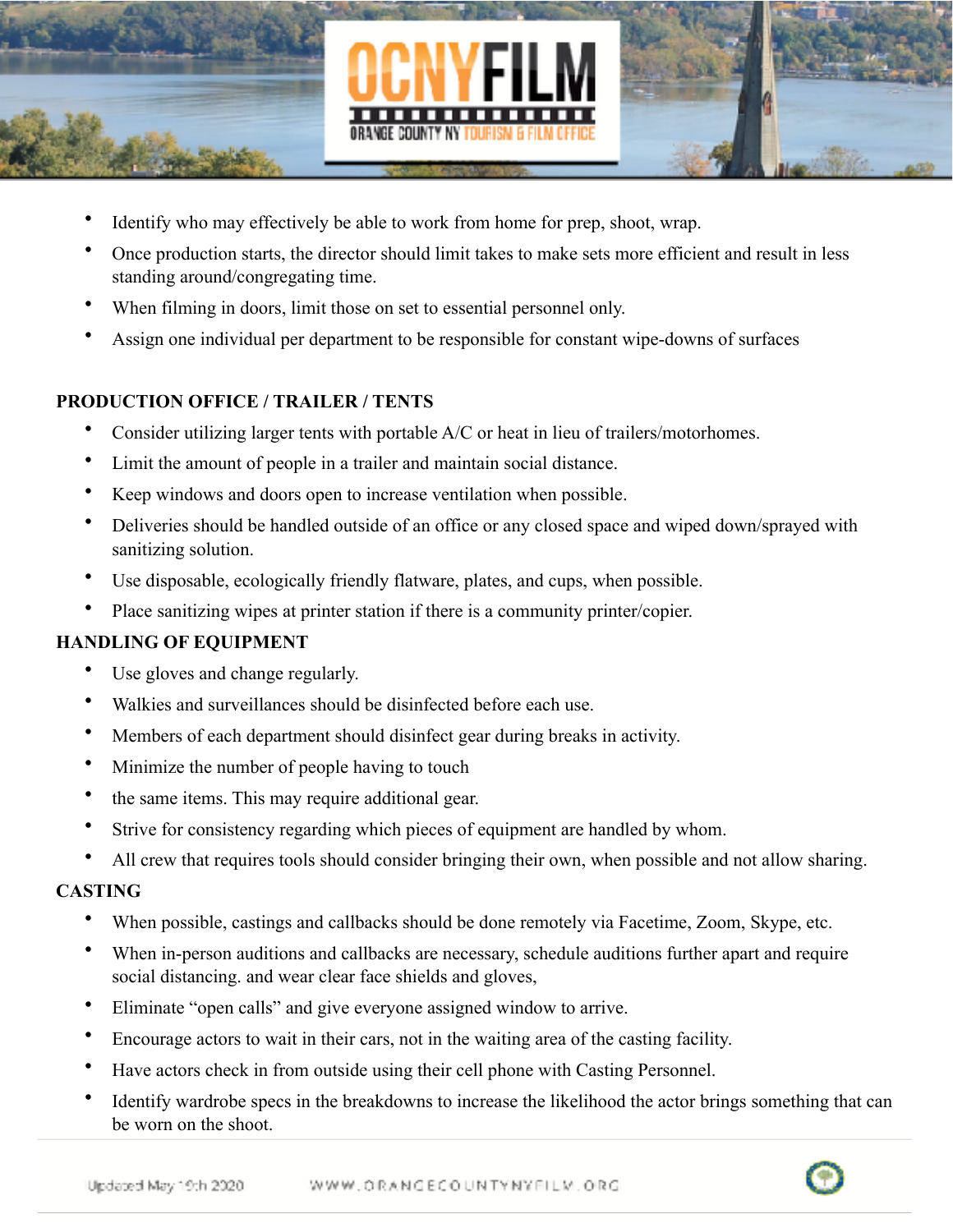- Identify who may effectively be able to work from home for prep, shoot, wrap.
- Once production starts, the director should limit takes to make sets more efficient and result in less standing around/congregating time.
- When filming in doors, limit those on set to essential personnel only.
- Assign one individual per department to be responsible for constant wipe-downs of surfaces

## PRODUCTION OFFICE / TRAILER / TENTS

- Consider utilizing larger tents with portable A/C or heat in lieu of trailers/motorhomes.
- Limit the amount of people in a trailer and maintain social distance.
- Keep windows and doors open to increase ventilation when possible.
- Deliveries should be handled outside of an office or any closed space and wiped down/sprayed with sanitizing solution.
- Use disposable, ecologically friendly flatware, plates, and cups, when possible.
- Place sanitizing wipes at printer station if there is a community printer/copier.

## HANDLING OF EQUIPMENT

- Use gloves and change regularly.
- Walkies and surveillances should be disinfected before each use.
- Members of each department should disinfect gear during breaks in activity.
- Minimize the number of people having to touch
- the same items. This may require additional gear.
- Strive for consistency regarding which pieces of equipment are handled by whom.
- All crew that requires tools should consider bringing their own, when possible and not allow sharing.

## CASTING

- When possible, castings and callbacks should be done remotely via Facetime, Zoom, Skype, etc.
- When in-person auditions and callbacks are necessary, schedule auditions further apart and require social distancing. and wear clear face shields and gloves,
- Eliminate "open calls" and give everyone assigned window to arrive.
- Encourage actors to wait in their cars, not in the waiting area of the casting facility.
- Have actors check in from outside using their cell phone with Casting Personnel.
- Identify wardrobe specs in the breakdowns to increase the likelihood the actor brings something that can be worn on the shoot.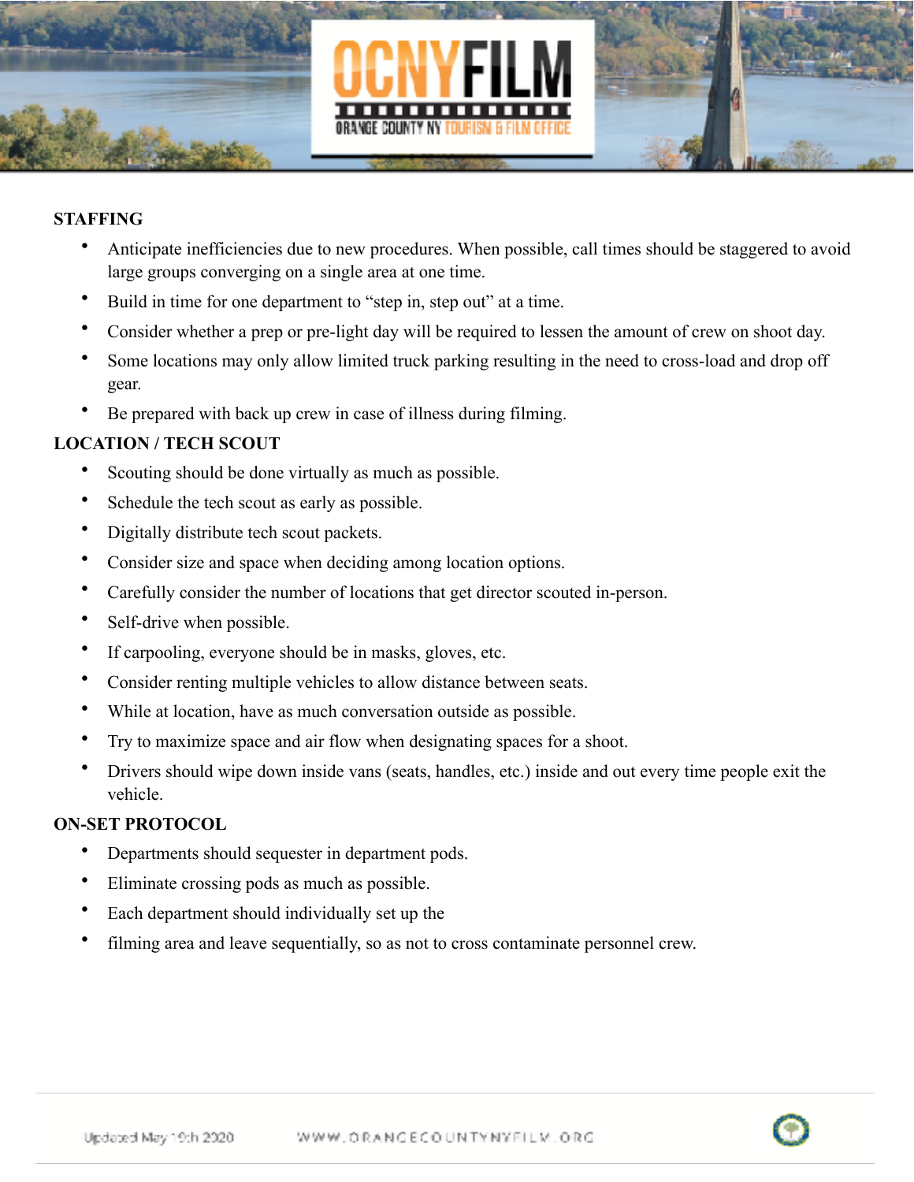## STAFFING

- Anticipate inefficiencies due to new procedures. When possible, call times should be staggered to avoid large groups converging on a single area at one time.
- Build in time for one department to "step in, step out" at a time.
- Consider whether a prep or pre-light day will be required to lessen the amount of crew on shoot day.
- Some locations may only allow limited truck parking resulting in the need to cross-load and drop off gear.
- Be prepared with back up crew in case of illness during filming.

## LOCATION / TECH SCOUT

- Scouting should be done virtually as much as possible.
- Schedule the tech scout as early as possible.
- Digitally distribute tech scout packets.
- Consider size and space when deciding among location options.
- Carefully consider the number of locations that get director scouted in-person.
- Self-drive when possible.
- If carpooling, everyone should be in masks, gloves, etc.
- Consider renting multiple vehicles to allow distance between seats.
- While at location, have as much conversation outside as possible.
- Try to maximize space and air flow when designating spaces for a shoot.
- Drivers should wipe down inside vans (seats, handles, etc.) inside and out every time people exit the vehicle.

## ON-SET PROTOCOL

- Departments should sequester in department pods.
- Eliminate crossing pods as much as possible.
- Each department should individually set up the
- filming area and leave sequentially, so as not to cross contaminate personnel crew.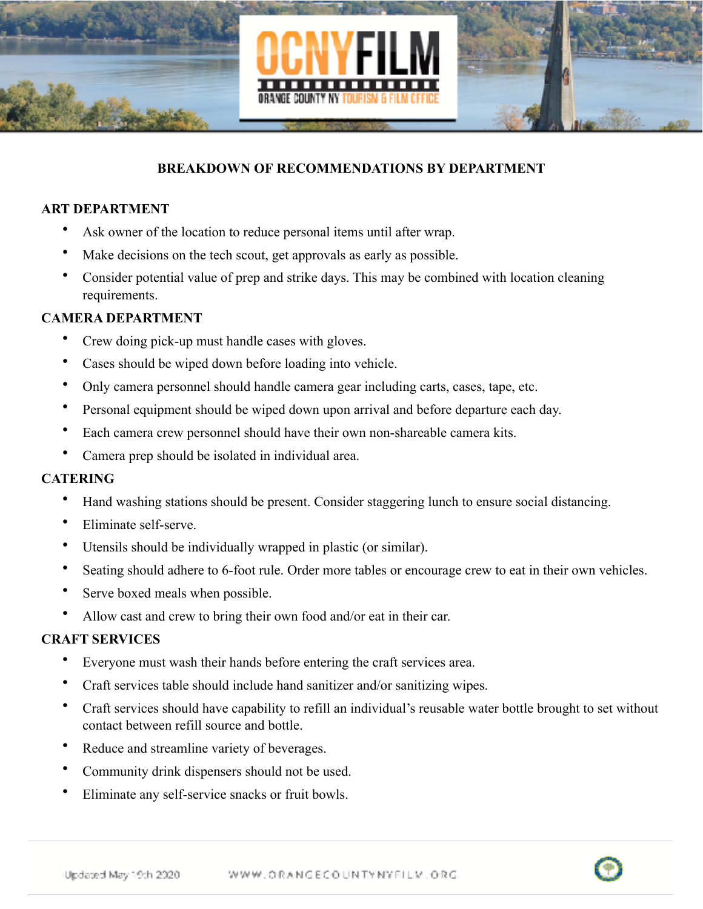## BREAKDOWN OF RECOMMENDATIONS BY DEPARTMENT

### ART DEPARTMENT

- Ask owner of the location to reduce personal items until after wrap.
- Make decisions on the tech scout, get approvals as early as possible.
- Consider potential value of prep and strike days. This may be combined with location cleaning requirements.

### CAMERA DEPARTMENT

- Crew doing pick-up must handle cases with gloves.
- Cases should be wiped down before loading into vehicle.
- Only camera personnel should handle camera gear including carts, cases, tape, etc.
- Personal equipment should be wiped down upon arrival and before departure each day.
- Each camera crew personnel should have their own non-shareable camera kits.
- Camera prep should be isolated in individual area.

### CATERING

- Hand washing stations should be present. Consider staggering lunch to ensure social distancing.
- Eliminate self-serve.
- Utensils should be individually wrapped in plastic (or similar).
- Seating should adhere to 6-foot rule. Order more tables or encourage crew to eat in their own vehicles.
- Serve boxed meals when possible.
- Allow cast and crew to bring their own food and/or eat in their car.

### CRAFT SERVICES

- Everyone must wash their hands before entering the craft services area.
- Craft services table should include hand sanitizer and/or sanitizing wipes.
- Craft services should have capability to refill an individual's reusable water bottle brought to set without contact between refill source and bottle.
- Reduce and streamline variety of beverages.
- Community drink dispensers should not be used.
- Eliminate any self-service snacks or fruit bowls.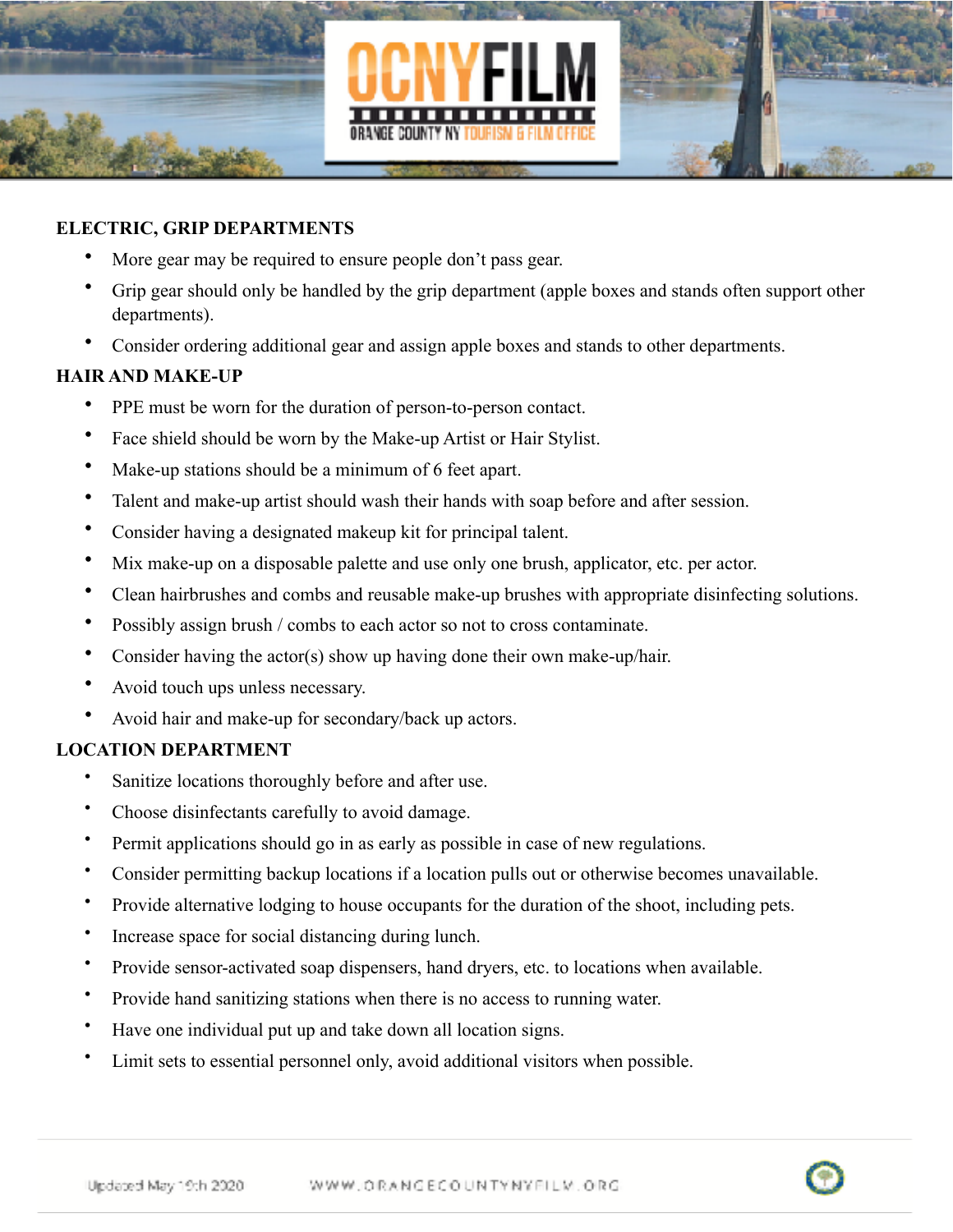## ELECTRIC, GRIP DEPARTMENTS

- More gear may be required to ensure people don't pass gear.
- Grip gear should only be handled by the grip department (apple boxes and stands often support other departments).
- Consider ordering additional gear and assign apple boxes and stands to other departments.

## HAIR AND MAKE-UP

- PPE must be worn for the duration of person-to-person contact.
- Face shield should be worn by the Make-up Artist or Hair Stylist.
- Make-up stations should be a minimum of 6 feet apart.
- Talent and make-up artist should wash their hands with soap before and after session.
- Consider having a designated makeup kit for principal talent.
- Mix make-up on a disposable palette and use only one brush, applicator, etc. per actor.
- Clean hairbrushes and combs and reusable make-up brushes with appropriate disinfecting solutions.
- Possibly assign brush / combs to each actor so not to cross contaminate.
- Consider having the actor(s) show up having done their own make-up/hair.
- Avoid touch ups unless necessary.
- Avoid hair and make-up for secondary/back up actors.

## LOCATION DEPARTMENT

- Sanitize locations thoroughly before and after use.
- Choose disinfectants carefully to avoid damage.
- Permit applications should go in as early as possible in case of new regulations.
- Consider permitting backup locations if a location pulls out or otherwise becomes unavailable.
- Provide alternative lodging to house occupants for the duration of the shoot, including pets.
- Increase space for social distancing during lunch.
- Provide sensor-activated soap dispensers, hand dryers, etc. to locations when available.
- Provide hand sanitizing stations when there is no access to running water.
- Have one individual put up and take down all location signs.
- Limit sets to essential personnel only, avoid additional visitors when possible.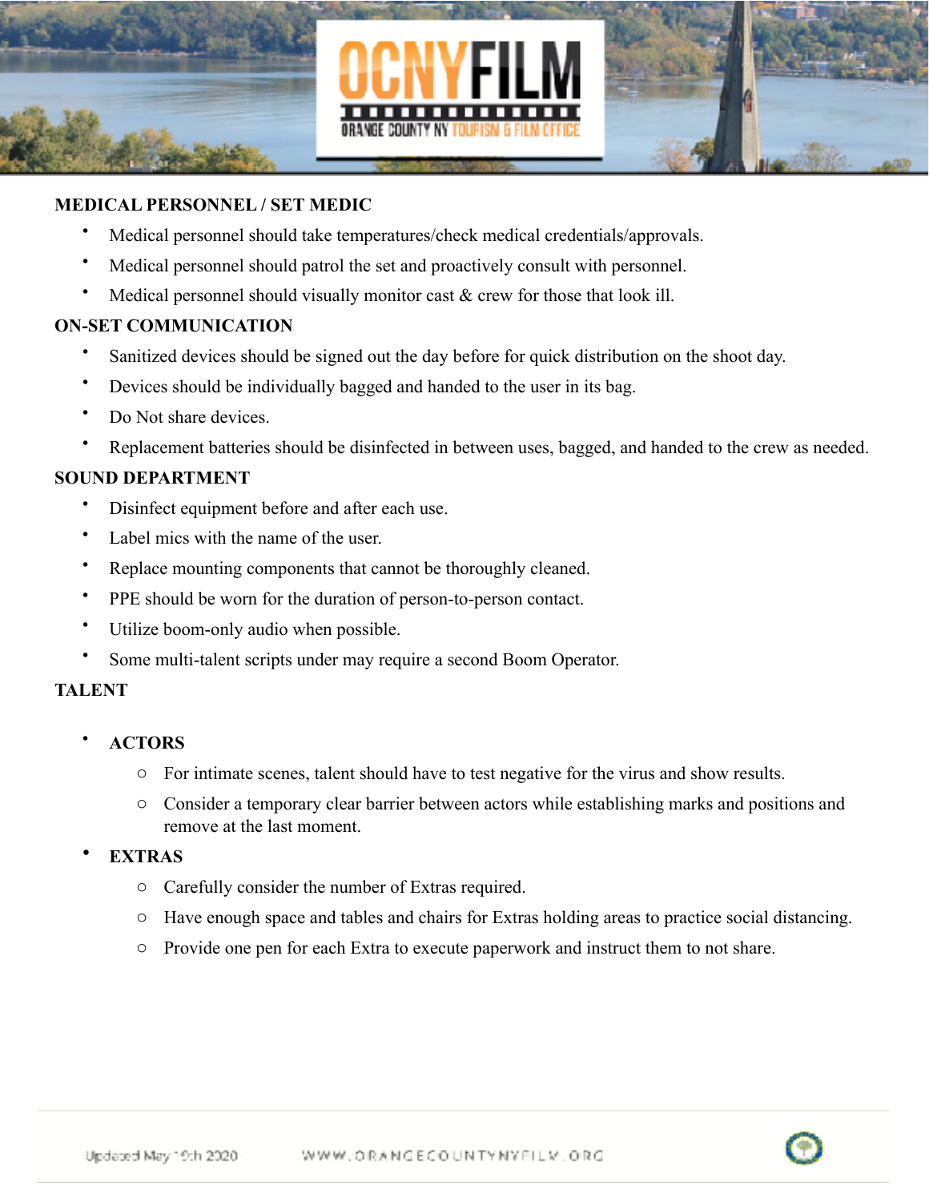## MEDICAL PERSONNEL / SET MEDIC

- Medical personnel should take temperatures/check medical credentials/approvals.
- Medical personnel should patrol the set and proactively consult with personnel.
- Medical personnel should visually monitor cast & crew for those that look ill.

## ON-SET COMMUNICATION

- Sanitized devices should be signed out the day before for quick distribution on the shoot day.
- Devices should be individually bagged and handed to the user in its bag.
- Do Not share devices.
- Replacement batteries should be disinfected in between uses, bagged, and handed to the crew as needed.

## SOUND DEPARTMENT

- Disinfect equipment before and after each use.
- Label mics with the name of the user.
- Replace mounting components that cannot be thoroughly cleaned.
- PPE should be worn for the duration of person-to-person contact.
- Utilize boom-only audio when possible.
- Some multi-talent scripts under may require a second Boom Operator.

## TALENT

- **ACTORS**
  - For intimate scenes, talent should have to test negative for the virus and show results.
  - Consider a temporary clear barrier between actors while establishing marks and positions and remove at the last moment.
- **EXTRAS**
  - Carefully consider the number of Extras required.
  - Have enough space and tables and chairs for Extras holding areas to practice social distancing.
  - Provide one pen for each Extra to execute paperwork and instruct them to not share.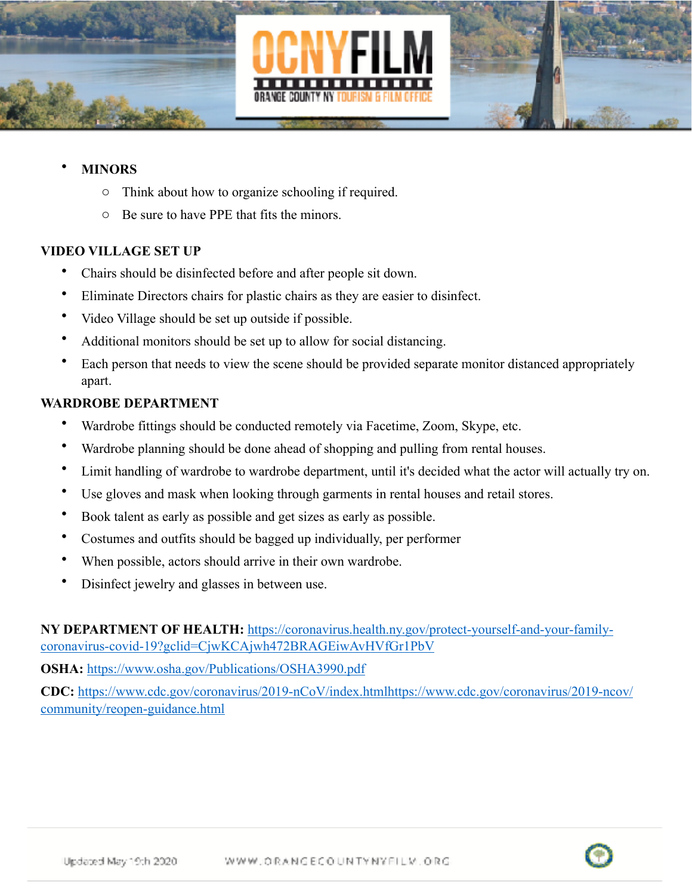- **MINORS**
  - Think about how to organize schooling if required.
  - Be sure to have PPE that fits the minors.

**VIDEO VILLAGE SET UP**

- Chairs should be disinfected before and after people sit down.
- Eliminate Directors chairs for plastic chairs as they are easier to disinfect.
- Video Village should be set up outside if possible.
- Additional monitors should be set up to allow for social distancing.
- Each person that needs to view the scene should be provided separate monitor distanced appropriately apart.

**WARDROBE DEPARTMENT**

- Wardrobe fittings should be conducted remotely via Facetime, Zoom, Skype, etc.
- Wardrobe planning should be done ahead of shopping and pulling from rental houses.
- Limit handling of wardrobe to wardrobe department, until it's decided what the actor will actually try on.
- Use gloves and mask when looking through garments in rental houses and retail stores.
- Book talent as early as possible and get sizes as early as possible.
- Costumes and outfits should be bagged up individually, per performer
- When possible, actors should arrive in their own wardrobe.
- Disinfect jewelry and glasses in between use.

**NY DEPARTMENT OF HEALTH:** https://coronavirus.health.ny.gov/protect-yourself-and-your-family-coronavirus-covid-19?gclid=CjwKCAjwh472BRAGEiwAvHVfGr1PbV

**OSHA:** https://www.osha.gov/Publications/OSHA3990.pdf

**CDC:** https://www.cdc.gov/coronavirus/2019-nCoV/index.htmlhttps://www.cdc.gov/coronavirus/2019-ncov/community/reopen-guidance.html